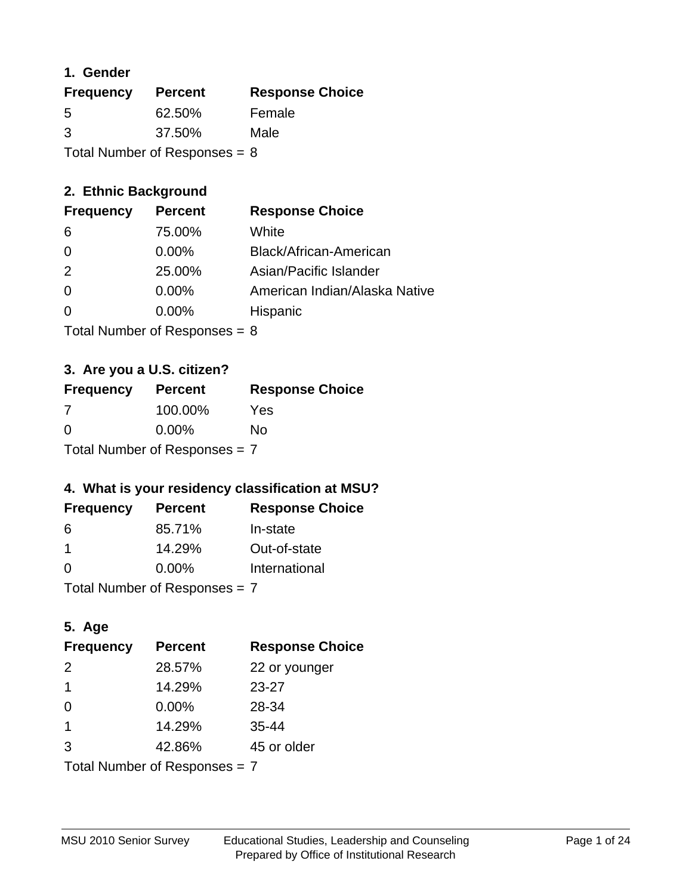## 1. Gender

| Frequency | Percent | Response Choice |
|---|---|---|
| 5 | 62.50% | Female |
| 3 | 37.50% | Male |

Total Number of Responses = 8

## 2. Ethnic Background

| Frequency | Percent | Response Choice |
|---|---|---|
| 6 | 75.00% | White |
| 0 | 0.00% | Black/African-American |
| 2 | 25.00% | Asian/Pacific Islander |
| 0 | 0.00% | American Indian/Alaska Native |
| 0 | 0.00% | Hispanic |

Total Number of Responses = 8

## 3. Are you a U.S. citizen?

| Frequency | Percent | Response Choice |
|---|---|---|
| 7 | 100.00% | Yes |
| 0 | 0.00% | No |

Total Number of Responses = 7

## 4. What is your residency classification at MSU?

| Frequency | Percent | Response Choice |
|---|---|---|
| 6 | 85.71% | In-state |
| 1 | 14.29% | Out-of-state |
| 0 | 0.00% | International |

Total Number of Responses = 7

## 5. Age

| Frequency | Percent | Response Choice |
|---|---|---|
| 2 | 28.57% | 22 or younger |
| 1 | 14.29% | 23-27 |
| 0 | 0.00% | 28-34 |
| 1 | 14.29% | 35-44 |
| 3 | 42.86% | 45 or older |

Total Number of Responses = 7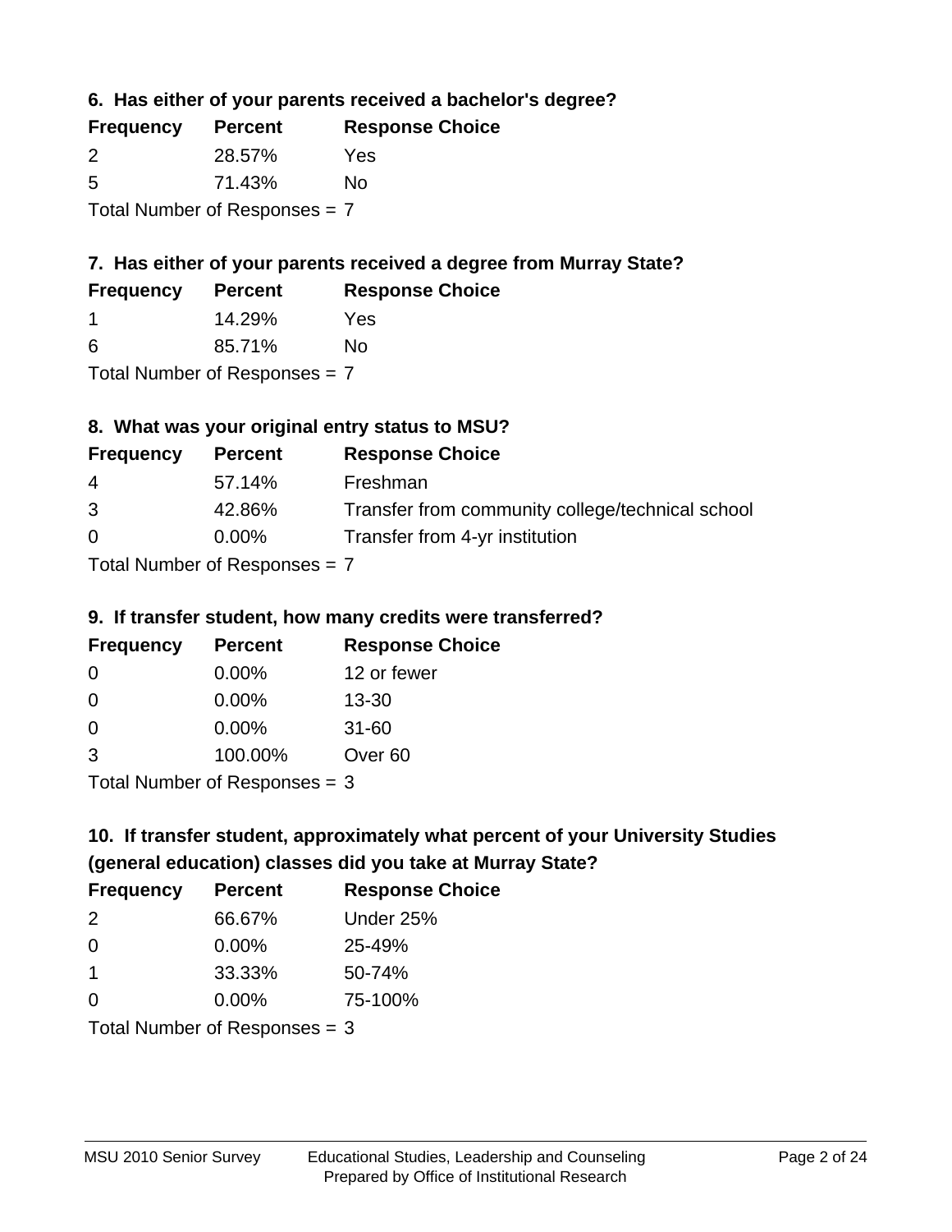### 6. Has either of your parents received a bachelor's degree?

| Frequency | Percent | Response Choice |
| --- | --- | --- |
| 2 | 28.57% | Yes |
| 5 | 71.43% | No |

Total Number of Responses = 7

### 7. Has either of your parents received a degree from Murray State?

| Frequency | Percent | Response Choice |
| --- | --- | --- |
| 1 | 14.29% | Yes |
| 6 | 85.71% | No |

Total Number of Responses = 7

### 8. What was your original entry status to MSU?

| Frequency | Percent | Response Choice |
| --- | --- | --- |
| 4 | 57.14% | Freshman |
| 3 | 42.86% | Transfer from community college/technical school |
| 0 | 0.00% | Transfer from 4-yr institution |

Total Number of Responses = 7

### 9. If transfer student, how many credits were transferred?

| Frequency | Percent | Response Choice |
| --- | --- | --- |
| 0 | 0.00% | 12 or fewer |
| 0 | 0.00% | 13-30 |
| 0 | 0.00% | 31-60 |
| 3 | 100.00% | Over 60 |

Total Number of Responses = 3

### 10. If transfer student, approximately what percent of your University Studies (general education) classes did you take at Murray State?

| Frequency | Percent | Response Choice |
| --- | --- | --- |
| 2 | 66.67% | Under 25% |
| 0 | 0.00% | 25-49% |
| 1 | 33.33% | 50-74% |
| 0 | 0.00% | 75-100% |

Total Number of Responses = 3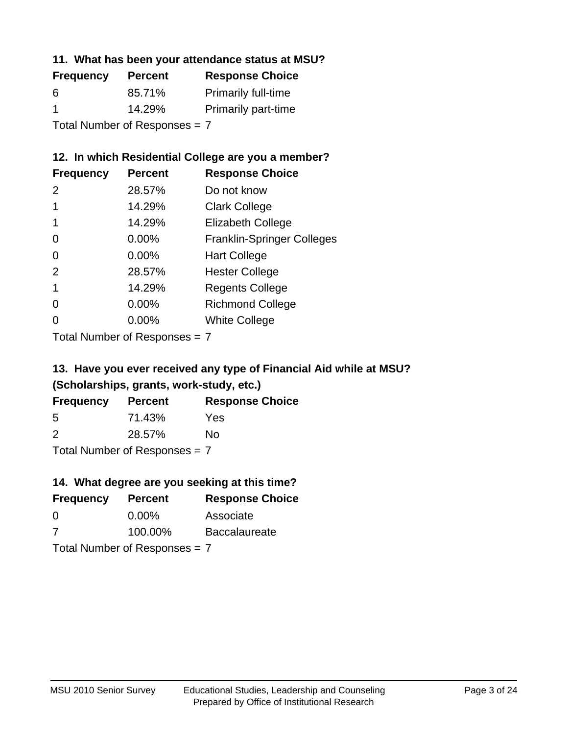### 11. What has been your attendance status at MSU?

| Frequency | Percent | Response Choice |
| --- | --- | --- |
| 6 | 85.71% | Primarily full-time |
| 1 | 14.29% | Primarily part-time |

Total Number of Responses = 7

### 12. In which Residential College are you a member?

| Frequency | Percent | Response Choice |
| --- | --- | --- |
| 2 | 28.57% | Do not know |
| 1 | 14.29% | Clark College |
| 1 | 14.29% | Elizabeth College |
| 0 | 0.00% | Franklin-Springer Colleges |
| 0 | 0.00% | Hart College |
| 2 | 28.57% | Hester College |
| 1 | 14.29% | Regents College |
| 0 | 0.00% | Richmond College |
| 0 | 0.00% | White College |

Total Number of Responses = 7

### 13. Have you ever received any type of Financial Aid while at MSU? (Scholarships, grants, work-study, etc.)

| Frequency | Percent | Response Choice |
| --- | --- | --- |
| 5 | 71.43% | Yes |
| 2 | 28.57% | No |

Total Number of Responses = 7

### 14. What degree are you seeking at this time?

| Frequency | Percent | Response Choice |
| --- | --- | --- |
| 0 | 0.00% | Associate |
| 7 | 100.00% | Baccalaureate |

Total Number of Responses = 7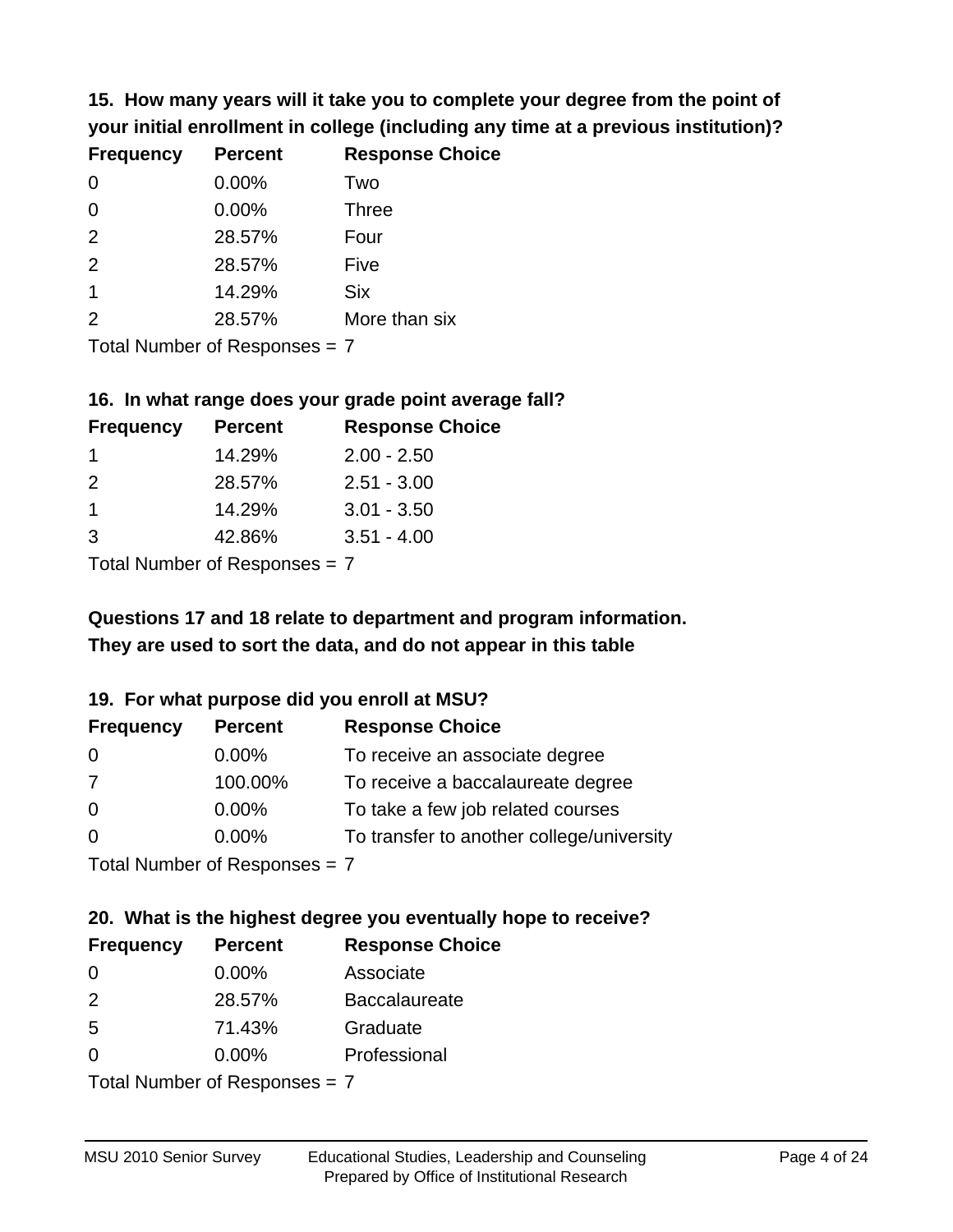**15. How many years will it take you to complete your degree from the point of your initial enrollment in college (including any time at a previous institution)?**

| Frequency | Percent | Response Choice |
|---|---|---|
| 0 | 0.00% | Two |
| 0 | 0.00% | Three |
| 2 | 28.57% | Four |
| 2 | 28.57% | Five |
| 1 | 14.29% | Six |
| 2 | 28.57% | More than six |

Total Number of Responses = 7

**16. In what range does your grade point average fall?**

| Frequency | Percent | Response Choice |
|---|---|---|
| 1 | 14.29% | 2.00 - 2.50 |
| 2 | 28.57% | 2.51 - 3.00 |
| 1 | 14.29% | 3.01 - 3.50 |
| 3 | 42.86% | 3.51 - 4.00 |

Total Number of Responses = 7

**Questions 17 and 18 relate to department and program information. They are used to sort the data, and do not appear in this table**

**19. For what purpose did you enroll at MSU?**

| Frequency | Percent | Response Choice |
|---|---|---|
| 0 | 0.00% | To receive an associate degree |
| 7 | 100.00% | To receive a baccalaureate degree |
| 0 | 0.00% | To take a few job related courses |
| 0 | 0.00% | To transfer to another college/university |

Total Number of Responses = 7

**20. What is the highest degree you eventually hope to receive?**

| Frequency | Percent | Response Choice |
|---|---|---|
| 0 | 0.00% | Associate |
| 2 | 28.57% | Baccalaureate |
| 5 | 71.43% | Graduate |
| 0 | 0.00% | Professional |

Total Number of Responses = 7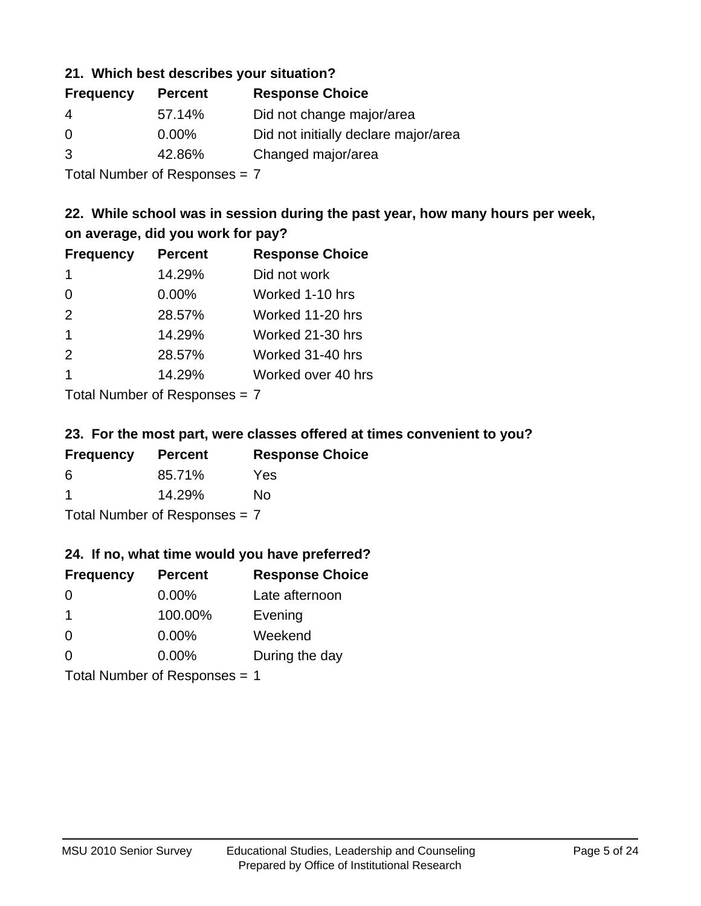### 21. Which best describes your situation?

| Frequency | Percent | Response Choice |
|---|---|---|
| 4 | 57.14% | Did not change major/area |
| 0 | 0.00% | Did not initially declare major/area |
| 3 | 42.86% | Changed major/area |

Total Number of Responses = 7

### 22. While school was in session during the past year, how many hours per week, on average, did you work for pay?

| Frequency | Percent | Response Choice |
|---|---|---|
| 1 | 14.29% | Did not work |
| 0 | 0.00% | Worked 1-10 hrs |
| 2 | 28.57% | Worked 11-20 hrs |
| 1 | 14.29% | Worked 21-30 hrs |
| 2 | 28.57% | Worked 31-40 hrs |
| 1 | 14.29% | Worked over 40 hrs |

Total Number of Responses = 7

### 23. For the most part, were classes offered at times convenient to you?

| Frequency | Percent | Response Choice |
|---|---|---|
| 6 | 85.71% | Yes |
| 1 | 14.29% | No |

Total Number of Responses = 7

### 24. If no, what time would you have preferred?

| Frequency | Percent | Response Choice |
|---|---|---|
| 0 | 0.00% | Late afternoon |
| 1 | 100.00% | Evening |
| 0 | 0.00% | Weekend |
| 0 | 0.00% | During the day |

Total Number of Responses = 1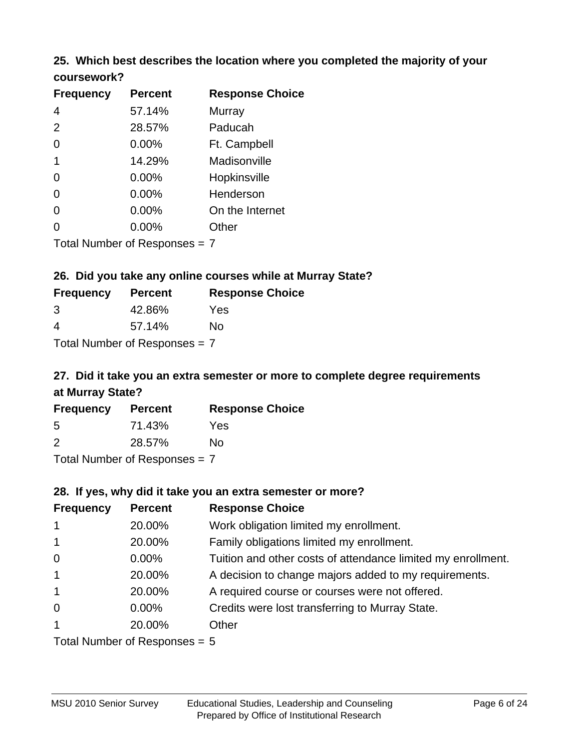### 25. Which best describes the location where you completed the majority of your coursework?

| Frequency | Percent | Response Choice |
|---|---|---|
| 4 | 57.14% | Murray |
| 2 | 28.57% | Paducah |
| 0 | 0.00% | Ft. Campbell |
| 1 | 14.29% | Madisonville |
| 0 | 0.00% | Hopkinsville |
| 0 | 0.00% | Henderson |
| 0 | 0.00% | On the Internet |
| 0 | 0.00% | Other |

Total Number of Responses = 7

### 26. Did you take any online courses while at Murray State?

| Frequency | Percent | Response Choice |
|---|---|---|
| 3 | 42.86% | Yes |
| 4 | 57.14% | No |

Total Number of Responses = 7

### 27. Did it take you an extra semester or more to complete degree requirements at Murray State?

| Frequency | Percent | Response Choice |
|---|---|---|
| 5 | 71.43% | Yes |
| 2 | 28.57% | No |

Total Number of Responses = 7

### 28. If yes, why did it take you an extra semester or more?

| Frequency | Percent | Response Choice |
|---|---|---|
| 1 | 20.00% | Work obligation limited my enrollment. |
| 1 | 20.00% | Family obligations limited my enrollment. |
| 0 | 0.00% | Tuition and other costs of attendance limited my enrollment. |
| 1 | 20.00% | A decision to change majors added to my requirements. |
| 1 | 20.00% | A required course or courses were not offered. |
| 0 | 0.00% | Credits were lost transferring to Murray State. |
| 1 | 20.00% | Other |

Total Number of Responses = 5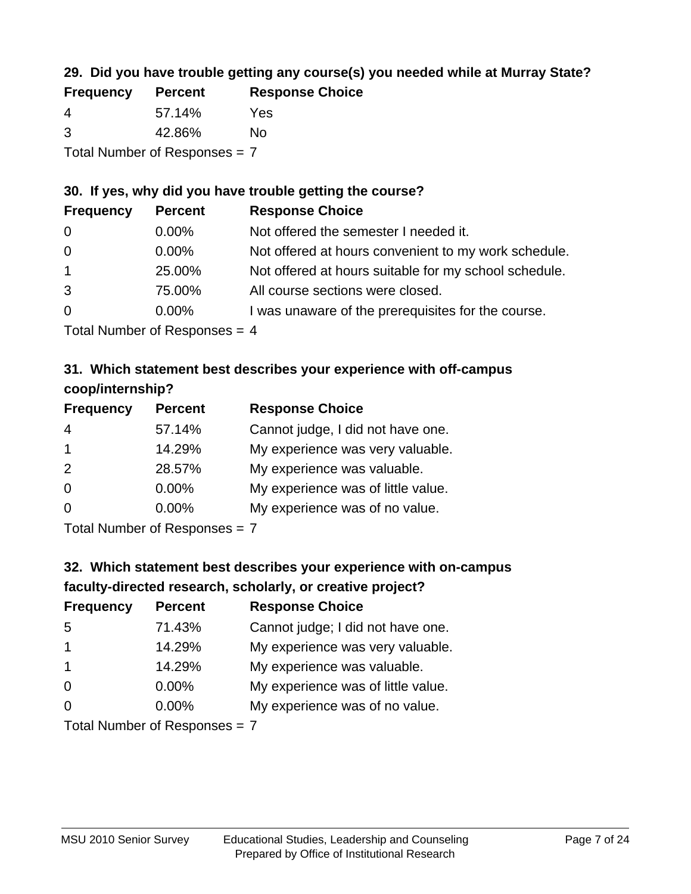### 29. Did you have trouble getting any course(s) you needed while at Murray State?

| Frequency | Percent | Response Choice |
|---|---|---|
| 4 | 57.14% | Yes |
| 3 | 42.86% | No |

Total Number of Responses = 7

### 30. If yes, why did you have trouble getting the course?

| Frequency | Percent | Response Choice |
|---|---|---|
| 0 | 0.00% | Not offered the semester I needed it. |
| 0 | 0.00% | Not offered at hours convenient to my work schedule. |
| 1 | 25.00% | Not offered at hours suitable for my school schedule. |
| 3 | 75.00% | All course sections were closed. |
| 0 | 0.00% | I was unaware of the prerequisites for the course. |

Total Number of Responses = 4

### 31. Which statement best describes your experience with off-campus coop/internship?

| Frequency | Percent | Response Choice |
|---|---|---|
| 4 | 57.14% | Cannot judge, I did not have one. |
| 1 | 14.29% | My experience was very valuable. |
| 2 | 28.57% | My experience was valuable. |
| 0 | 0.00% | My experience was of little value. |
| 0 | 0.00% | My experience was of no value. |

Total Number of Responses = 7

### 32. Which statement best describes your experience with on-campus faculty-directed research, scholarly, or creative project?

| Frequency | Percent | Response Choice |
|---|---|---|
| 5 | 71.43% | Cannot judge; I did not have one. |
| 1 | 14.29% | My experience was very valuable. |
| 1 | 14.29% | My experience was valuable. |
| 0 | 0.00% | My experience was of little value. |
| 0 | 0.00% | My experience was of no value. |

Total Number of Responses = 7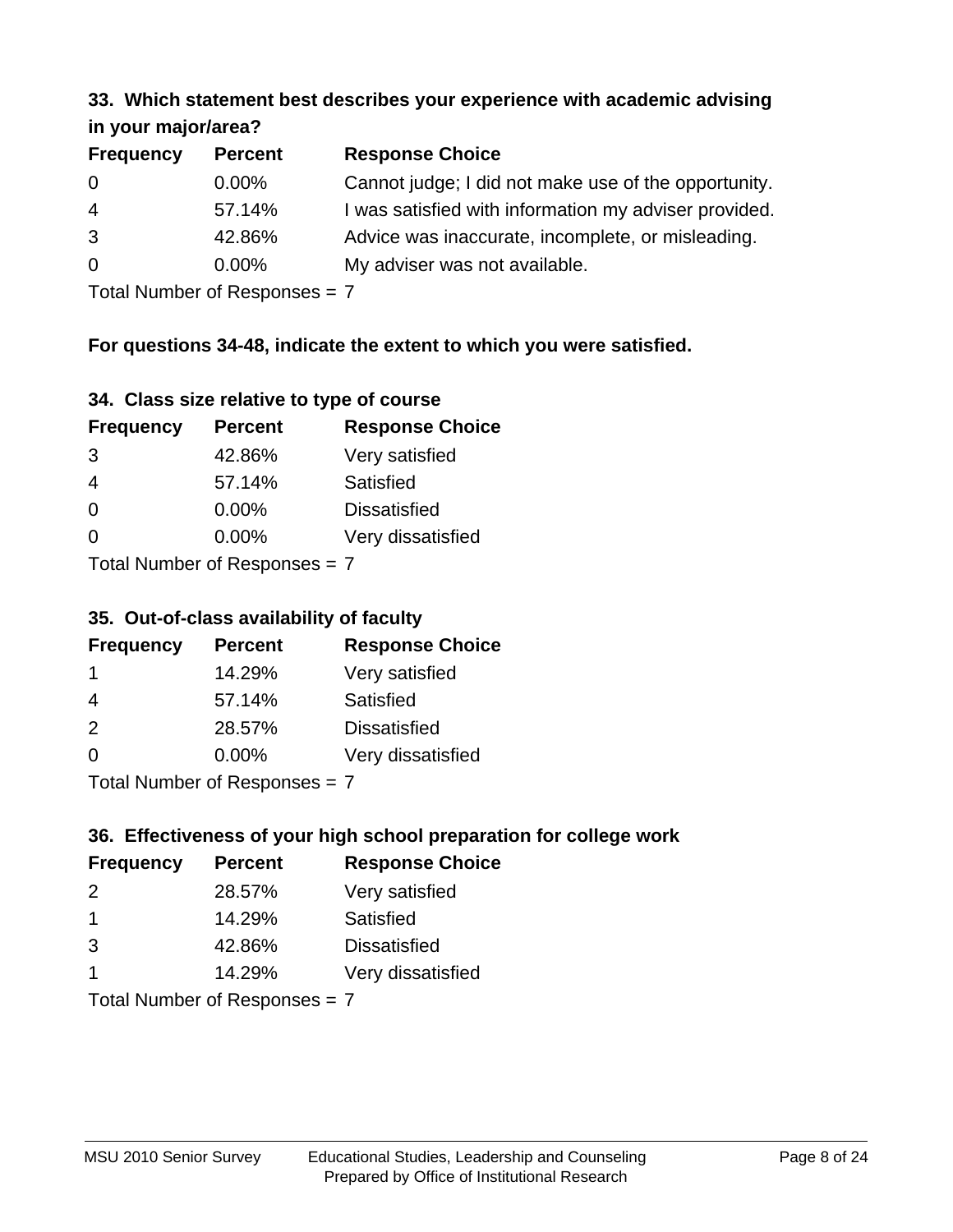### 33. Which statement best describes your experience with academic advising in your major/area?

| Frequency | Percent | Response Choice |
|---|---|---|
| 0 | 0.00% | Cannot judge; I did not make use of the opportunity. |
| 4 | 57.14% | I was satisfied with information my adviser provided. |
| 3 | 42.86% | Advice was inaccurate, incomplete, or misleading. |
| 0 | 0.00% | My adviser was not available. |

Total Number of Responses = 7

**For questions 34-48, indicate the extent to which you were satisfied.**

### 34. Class size relative to type of course

| Frequency | Percent | Response Choice |
|---|---|---|
| 3 | 42.86% | Very satisfied |
| 4 | 57.14% | Satisfied |
| 0 | 0.00% | Dissatisfied |
| 0 | 0.00% | Very dissatisfied |

Total Number of Responses = 7

### 35. Out-of-class availability of faculty

| Frequency | Percent | Response Choice |
|---|---|---|
| 1 | 14.29% | Very satisfied |
| 4 | 57.14% | Satisfied |
| 2 | 28.57% | Dissatisfied |
| 0 | 0.00% | Very dissatisfied |

Total Number of Responses = 7

### 36. Effectiveness of your high school preparation for college work

| Frequency | Percent | Response Choice |
|---|---|---|
| 2 | 28.57% | Very satisfied |
| 1 | 14.29% | Satisfied |
| 3 | 42.86% | Dissatisfied |
| 1 | 14.29% | Very dissatisfied |

Total Number of Responses = 7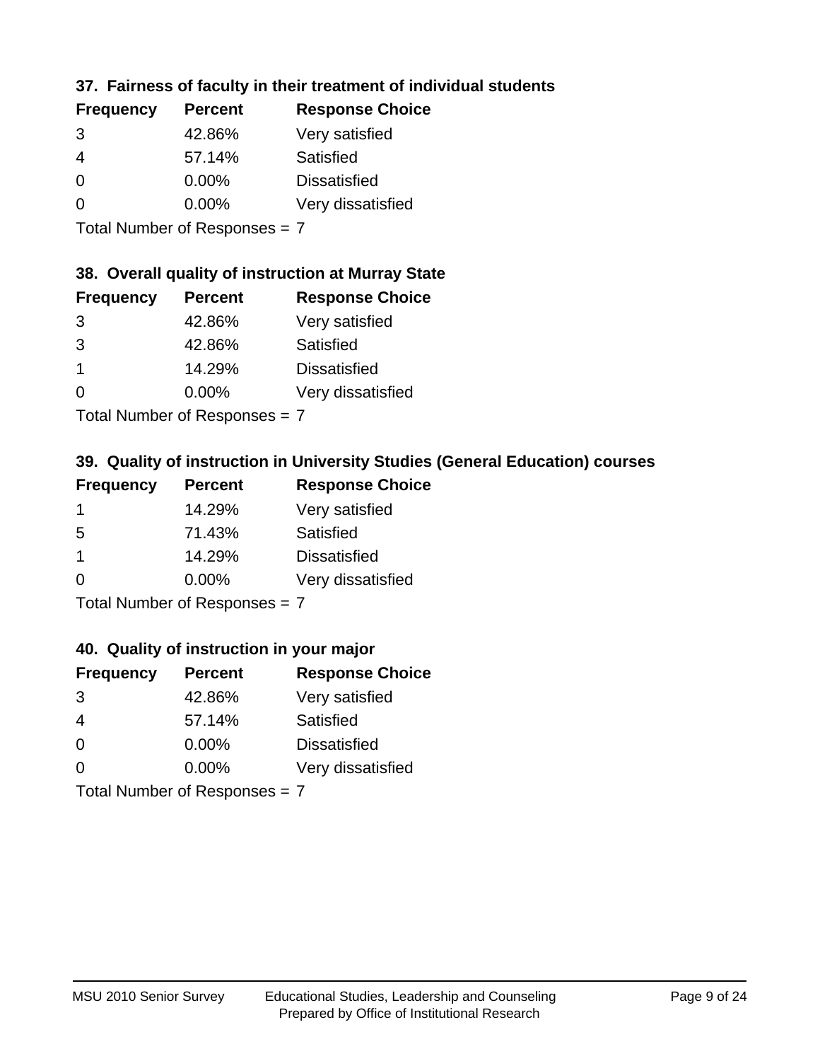### 37. Fairness of faculty in their treatment of individual students

| Frequency | Percent | Response Choice |
|---|---|---|
| 3 | 42.86% | Very satisfied |
| 4 | 57.14% | Satisfied |
| 0 | 0.00% | Dissatisfied |
| 0 | 0.00% | Very dissatisfied |

Total Number of Responses = 7

### 38. Overall quality of instruction at Murray State

| Frequency | Percent | Response Choice |
|---|---|---|
| 3 | 42.86% | Very satisfied |
| 3 | 42.86% | Satisfied |
| 1 | 14.29% | Dissatisfied |
| 0 | 0.00% | Very dissatisfied |

Total Number of Responses = 7

### 39. Quality of instruction in University Studies (General Education) courses

| Frequency | Percent | Response Choice |
|---|---|---|
| 1 | 14.29% | Very satisfied |
| 5 | 71.43% | Satisfied |
| 1 | 14.29% | Dissatisfied |
| 0 | 0.00% | Very dissatisfied |

Total Number of Responses = 7

### 40. Quality of instruction in your major

| Frequency | Percent | Response Choice |
|---|---|---|
| 3 | 42.86% | Very satisfied |
| 4 | 57.14% | Satisfied |
| 0 | 0.00% | Dissatisfied |
| 0 | 0.00% | Very dissatisfied |

Total Number of Responses = 7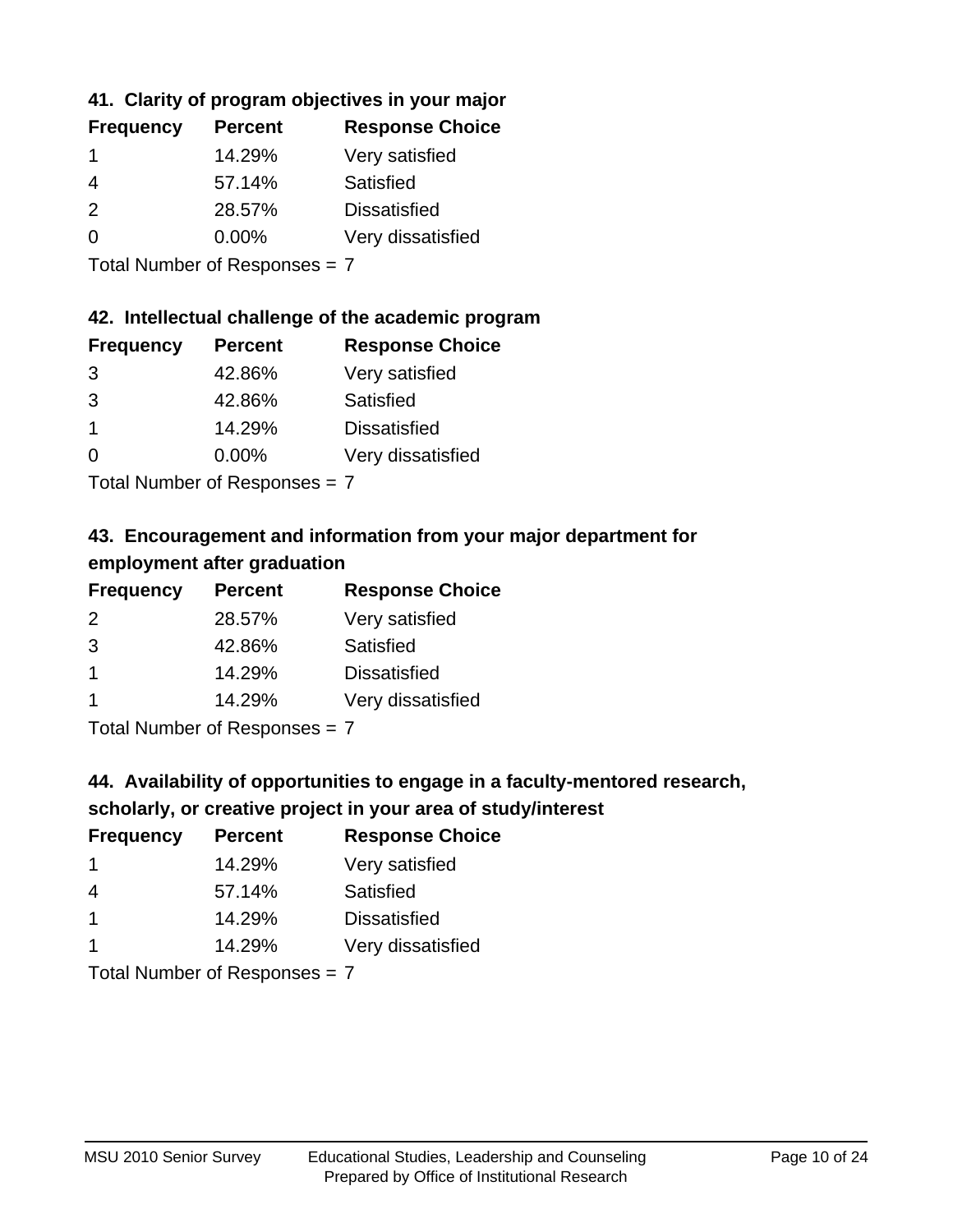### 41. Clarity of program objectives in your major

| Frequency | Percent | Response Choice |
| --- | --- | --- |
| 1 | 14.29% | Very satisfied |
| 4 | 57.14% | Satisfied |
| 2 | 28.57% | Dissatisfied |
| 0 | 0.00% | Very dissatisfied |

Total Number of Responses = 7

### 42. Intellectual challenge of the academic program

| Frequency | Percent | Response Choice |
| --- | --- | --- |
| 3 | 42.86% | Very satisfied |
| 3 | 42.86% | Satisfied |
| 1 | 14.29% | Dissatisfied |
| 0 | 0.00% | Very dissatisfied |

Total Number of Responses = 7

### 43. Encouragement and information from your major department for employment after graduation

| Frequency | Percent | Response Choice |
| --- | --- | --- |
| 2 | 28.57% | Very satisfied |
| 3 | 42.86% | Satisfied |
| 1 | 14.29% | Dissatisfied |
| 1 | 14.29% | Very dissatisfied |

Total Number of Responses = 7

### 44. Availability of opportunities to engage in a faculty-mentored research, scholarly, or creative project in your area of study/interest

| Frequency | Percent | Response Choice |
| --- | --- | --- |
| 1 | 14.29% | Very satisfied |
| 4 | 57.14% | Satisfied |
| 1 | 14.29% | Dissatisfied |
| 1 | 14.29% | Very dissatisfied |

Total Number of Responses = 7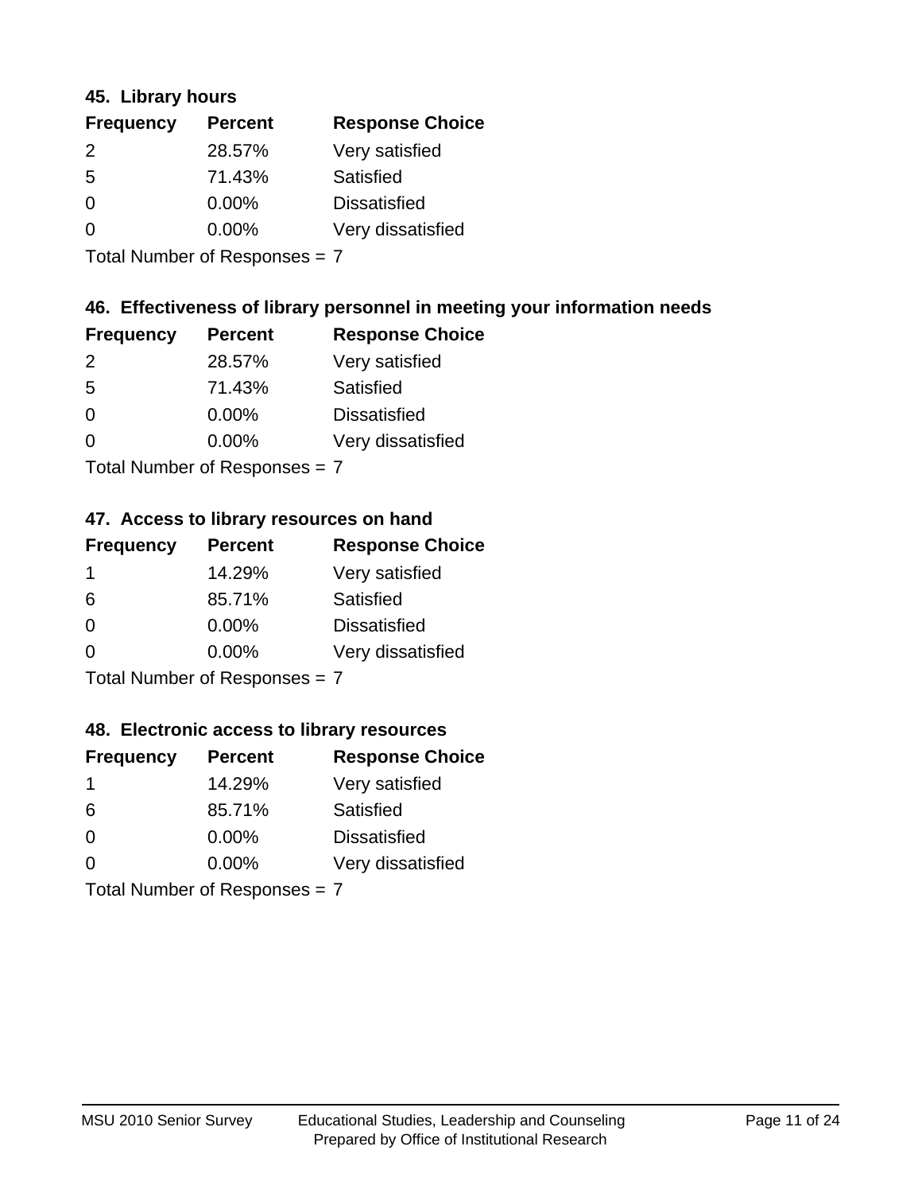### 45. Library hours

| Frequency | Percent | Response Choice |
|---|---|---|
| 2 | 28.57% | Very satisfied |
| 5 | 71.43% | Satisfied |
| 0 | 0.00% | Dissatisfied |
| 0 | 0.00% | Very dissatisfied |

Total Number of Responses = 7

### 46. Effectiveness of library personnel in meeting your information needs

| Frequency | Percent | Response Choice |
|---|---|---|
| 2 | 28.57% | Very satisfied |
| 5 | 71.43% | Satisfied |
| 0 | 0.00% | Dissatisfied |
| 0 | 0.00% | Very dissatisfied |

Total Number of Responses = 7

### 47. Access to library resources on hand

| Frequency | Percent | Response Choice |
|---|---|---|
| 1 | 14.29% | Very satisfied |
| 6 | 85.71% | Satisfied |
| 0 | 0.00% | Dissatisfied |
| 0 | 0.00% | Very dissatisfied |

Total Number of Responses = 7

### 48. Electronic access to library resources

| Frequency | Percent | Response Choice |
|---|---|---|
| 1 | 14.29% | Very satisfied |
| 6 | 85.71% | Satisfied |
| 0 | 0.00% | Dissatisfied |
| 0 | 0.00% | Very dissatisfied |

Total Number of Responses = 7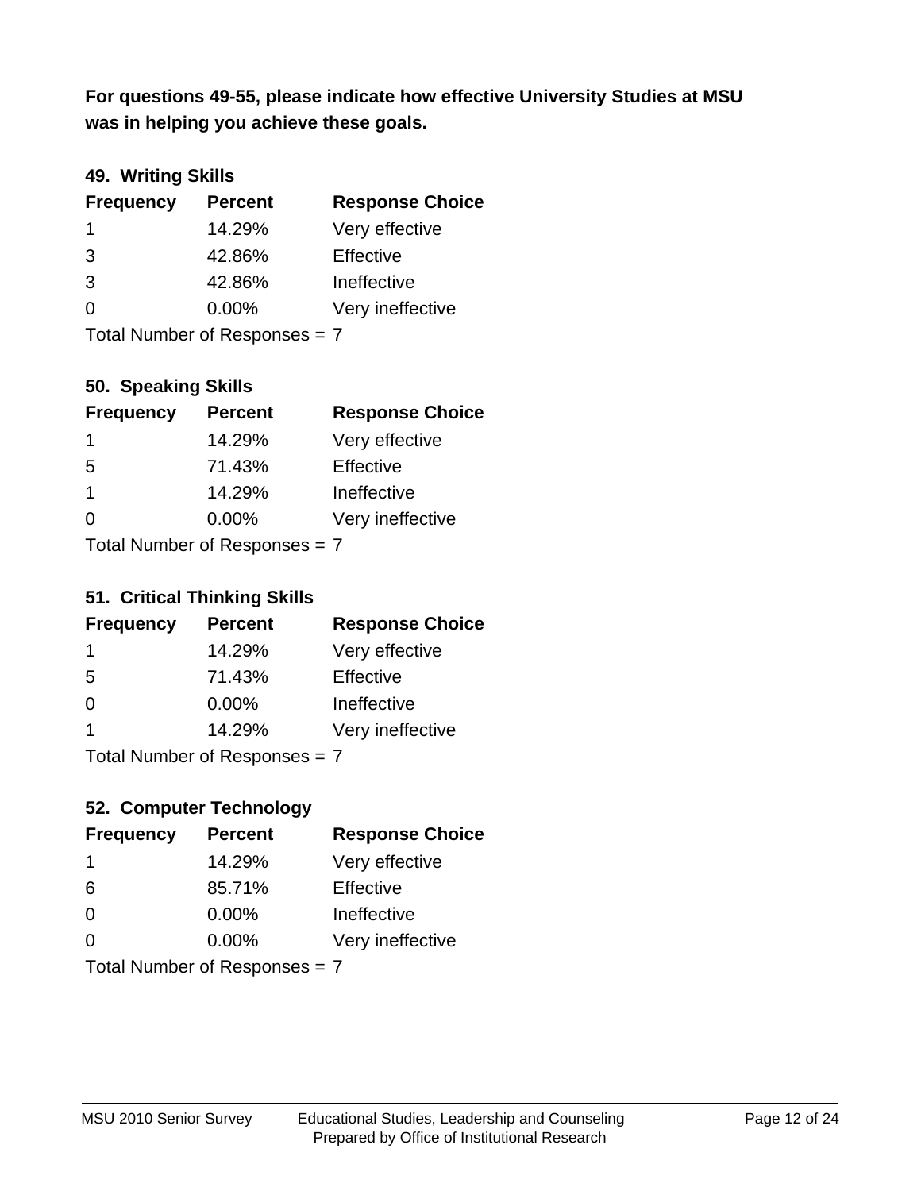**For questions 49-55, please indicate how effective University Studies at MSU was in helping you achieve these goals.**

### 49. Writing Skills

| Frequency | Percent | Response Choice |
|---|---|---|
| 1 | 14.29% | Very effective |
| 3 | 42.86% | Effective |
| 3 | 42.86% | Ineffective |
| 0 | 0.00% | Very ineffective |

Total Number of Responses = 7

### 50. Speaking Skills

| Frequency | Percent | Response Choice |
|---|---|---|
| 1 | 14.29% | Very effective |
| 5 | 71.43% | Effective |
| 1 | 14.29% | Ineffective |
| 0 | 0.00% | Very ineffective |

Total Number of Responses = 7

### 51. Critical Thinking Skills

| Frequency | Percent | Response Choice |
|---|---|---|
| 1 | 14.29% | Very effective |
| 5 | 71.43% | Effective |
| 0 | 0.00% | Ineffective |
| 1 | 14.29% | Very ineffective |

Total Number of Responses = 7

### 52. Computer Technology

| Frequency | Percent | Response Choice |
|---|---|---|
| 1 | 14.29% | Very effective |
| 6 | 85.71% | Effective |
| 0 | 0.00% | Ineffective |
| 0 | 0.00% | Very ineffective |

Total Number of Responses = 7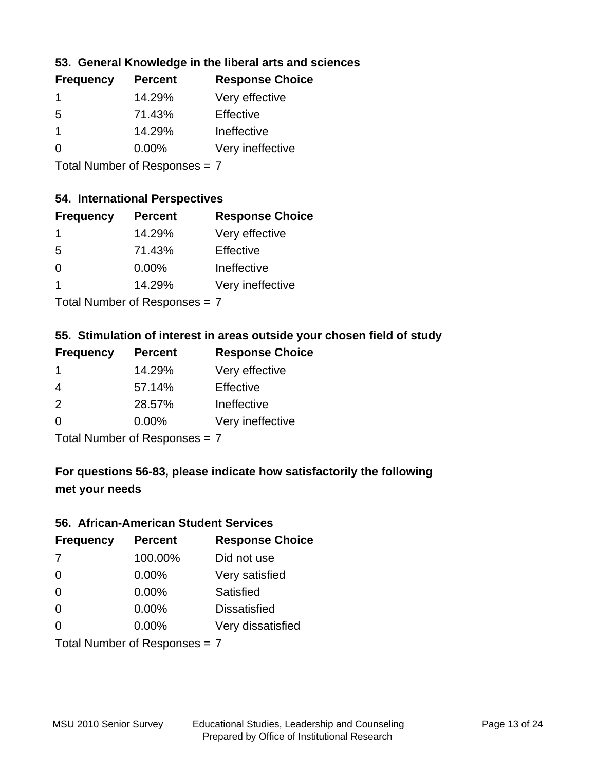### 53. General Knowledge in the liberal arts and sciences

| Frequency | Percent | Response Choice |
| --- | --- | --- |
| 1 | 14.29% | Very effective |
| 5 | 71.43% | Effective |
| 1 | 14.29% | Ineffective |
| 0 | 0.00% | Very ineffective |

Total Number of Responses = 7

### 54. International Perspectives

| Frequency | Percent | Response Choice |
| --- | --- | --- |
| 1 | 14.29% | Very effective |
| 5 | 71.43% | Effective |
| 0 | 0.00% | Ineffective |
| 1 | 14.29% | Very ineffective |

Total Number of Responses = 7

### 55. Stimulation of interest in areas outside your chosen field of study

| Frequency | Percent | Response Choice |
| --- | --- | --- |
| 1 | 14.29% | Very effective |
| 4 | 57.14% | Effective |
| 2 | 28.57% | Ineffective |
| 0 | 0.00% | Very ineffective |

Total Number of Responses = 7

**For questions 56-83, please indicate how satisfactorily the following met your needs**

### 56. African-American Student Services

| Frequency | Percent | Response Choice |
| --- | --- | --- |
| 7 | 100.00% | Did not use |
| 0 | 0.00% | Very satisfied |
| 0 | 0.00% | Satisfied |
| 0 | 0.00% | Dissatisfied |
| 0 | 0.00% | Very dissatisfied |

Total Number of Responses = 7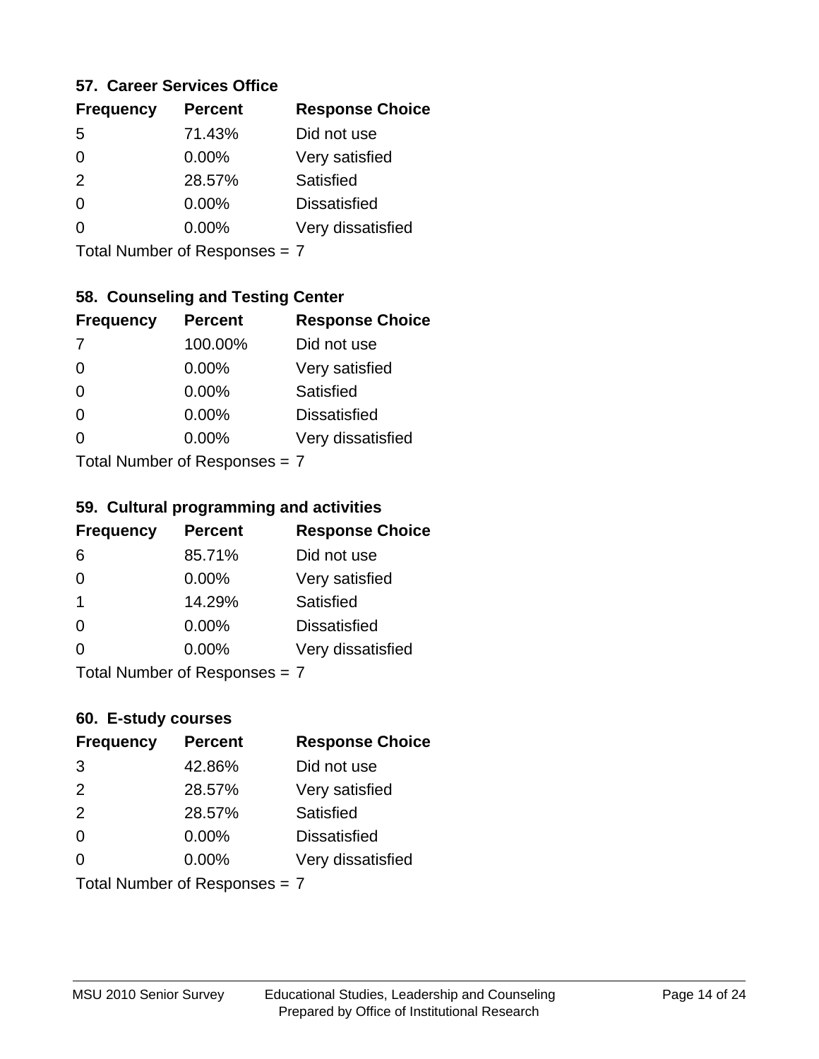### 57. Career Services Office

| Frequency | Percent | Response Choice |
|---|---|---|
| 5 | 71.43% | Did not use |
| 0 | 0.00% | Very satisfied |
| 2 | 28.57% | Satisfied |
| 0 | 0.00% | Dissatisfied |
| 0 | 0.00% | Very dissatisfied |

Total Number of Responses = 7

### 58. Counseling and Testing Center

| Frequency | Percent | Response Choice |
|---|---|---|
| 7 | 100.00% | Did not use |
| 0 | 0.00% | Very satisfied |
| 0 | 0.00% | Satisfied |
| 0 | 0.00% | Dissatisfied |
| 0 | 0.00% | Very dissatisfied |

Total Number of Responses = 7

### 59. Cultural programming and activities

| Frequency | Percent | Response Choice |
|---|---|---|
| 6 | 85.71% | Did not use |
| 0 | 0.00% | Very satisfied |
| 1 | 14.29% | Satisfied |
| 0 | 0.00% | Dissatisfied |
| 0 | 0.00% | Very dissatisfied |

Total Number of Responses = 7

### 60. E-study courses

| Frequency | Percent | Response Choice |
|---|---|---|
| 3 | 42.86% | Did not use |
| 2 | 28.57% | Very satisfied |
| 2 | 28.57% | Satisfied |
| 0 | 0.00% | Dissatisfied |
| 0 | 0.00% | Very dissatisfied |

Total Number of Responses = 7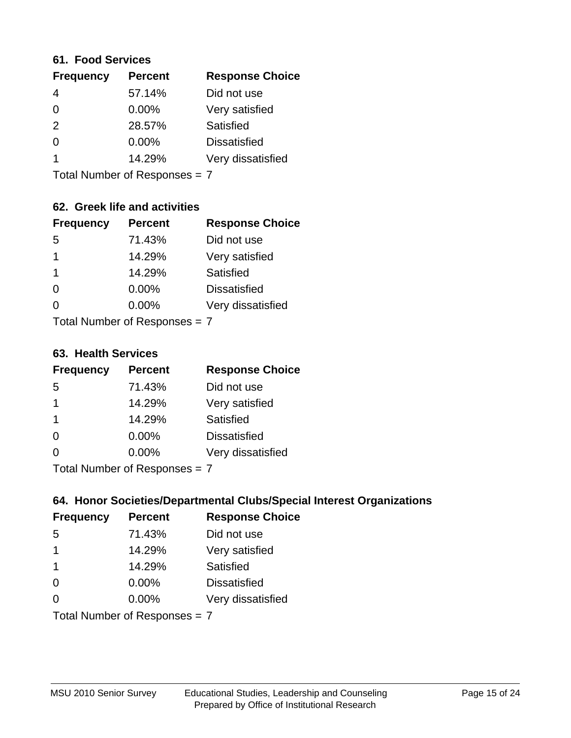### 61. Food Services

| Frequency | Percent | Response Choice |
|---|---|---|
| 4 | 57.14% | Did not use |
| 0 | 0.00% | Very satisfied |
| 2 | 28.57% | Satisfied |
| 0 | 0.00% | Dissatisfied |
| 1 | 14.29% | Very dissatisfied |

Total Number of Responses = 7

### 62. Greek life and activities

| Frequency | Percent | Response Choice |
|---|---|---|
| 5 | 71.43% | Did not use |
| 1 | 14.29% | Very satisfied |
| 1 | 14.29% | Satisfied |
| 0 | 0.00% | Dissatisfied |
| 0 | 0.00% | Very dissatisfied |

Total Number of Responses = 7

### 63. Health Services

| Frequency | Percent | Response Choice |
|---|---|---|
| 5 | 71.43% | Did not use |
| 1 | 14.29% | Very satisfied |
| 1 | 14.29% | Satisfied |
| 0 | 0.00% | Dissatisfied |
| 0 | 0.00% | Very dissatisfied |

Total Number of Responses = 7

### 64. Honor Societies/Departmental Clubs/Special Interest Organizations

| Frequency | Percent | Response Choice |
|---|---|---|
| 5 | 71.43% | Did not use |
| 1 | 14.29% | Very satisfied |
| 1 | 14.29% | Satisfied |
| 0 | 0.00% | Dissatisfied |
| 0 | 0.00% | Very dissatisfied |

Total Number of Responses = 7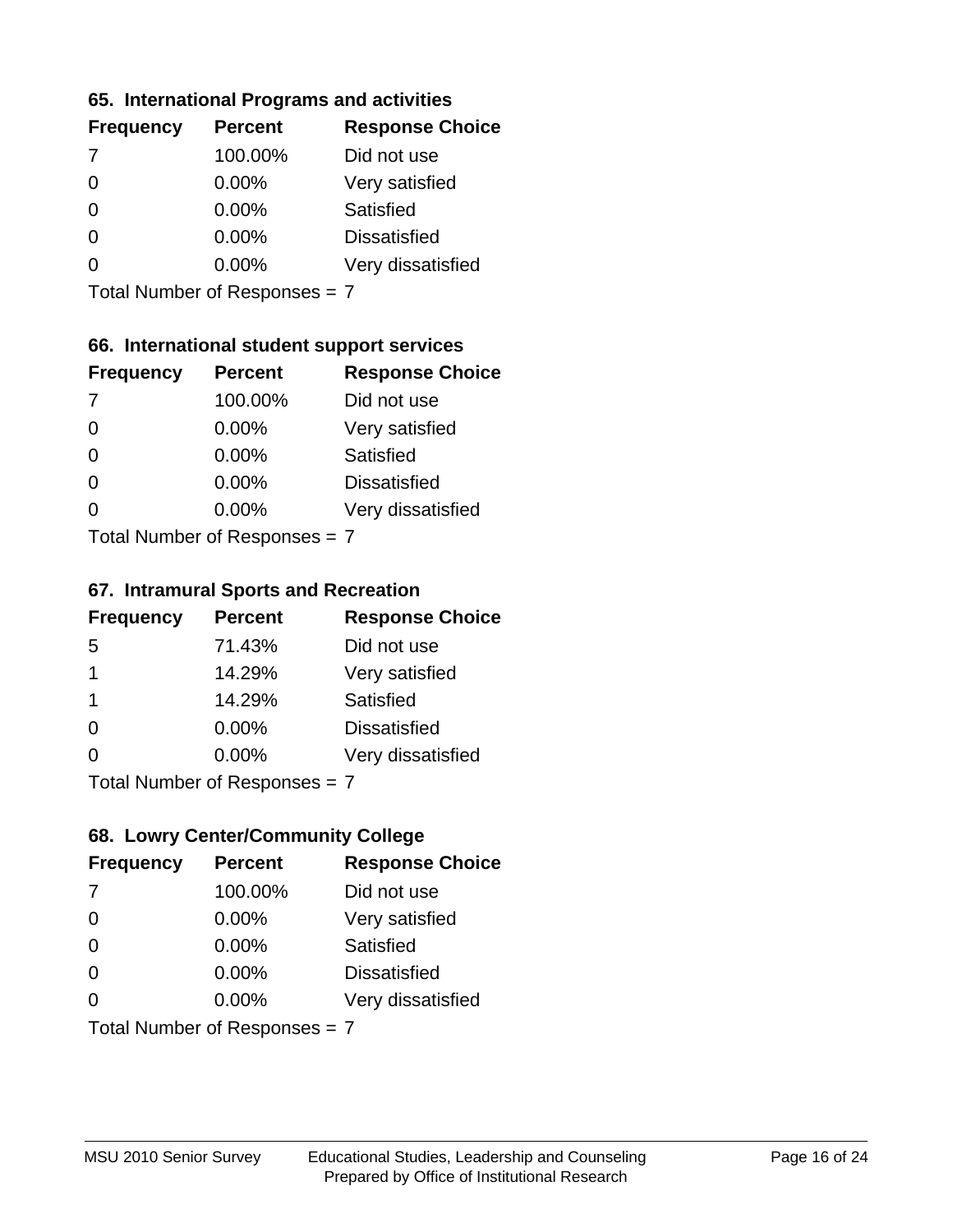### 65. International Programs and activities

| Frequency | Percent | Response Choice |
| --- | --- | --- |
| 7 | 100.00% | Did not use |
| 0 | 0.00% | Very satisfied |
| 0 | 0.00% | Satisfied |
| 0 | 0.00% | Dissatisfied |
| 0 | 0.00% | Very dissatisfied |

Total Number of Responses = 7

### 66. International student support services

| Frequency | Percent | Response Choice |
| --- | --- | --- |
| 7 | 100.00% | Did not use |
| 0 | 0.00% | Very satisfied |
| 0 | 0.00% | Satisfied |
| 0 | 0.00% | Dissatisfied |
| 0 | 0.00% | Very dissatisfied |

Total Number of Responses = 7

### 67. Intramural Sports and Recreation

| Frequency | Percent | Response Choice |
| --- | --- | --- |
| 5 | 71.43% | Did not use |
| 1 | 14.29% | Very satisfied |
| 1 | 14.29% | Satisfied |
| 0 | 0.00% | Dissatisfied |
| 0 | 0.00% | Very dissatisfied |

Total Number of Responses = 7

### 68. Lowry Center/Community College

| Frequency | Percent | Response Choice |
| --- | --- | --- |
| 7 | 100.00% | Did not use |
| 0 | 0.00% | Very satisfied |
| 0 | 0.00% | Satisfied |
| 0 | 0.00% | Dissatisfied |
| 0 | 0.00% | Very dissatisfied |

Total Number of Responses = 7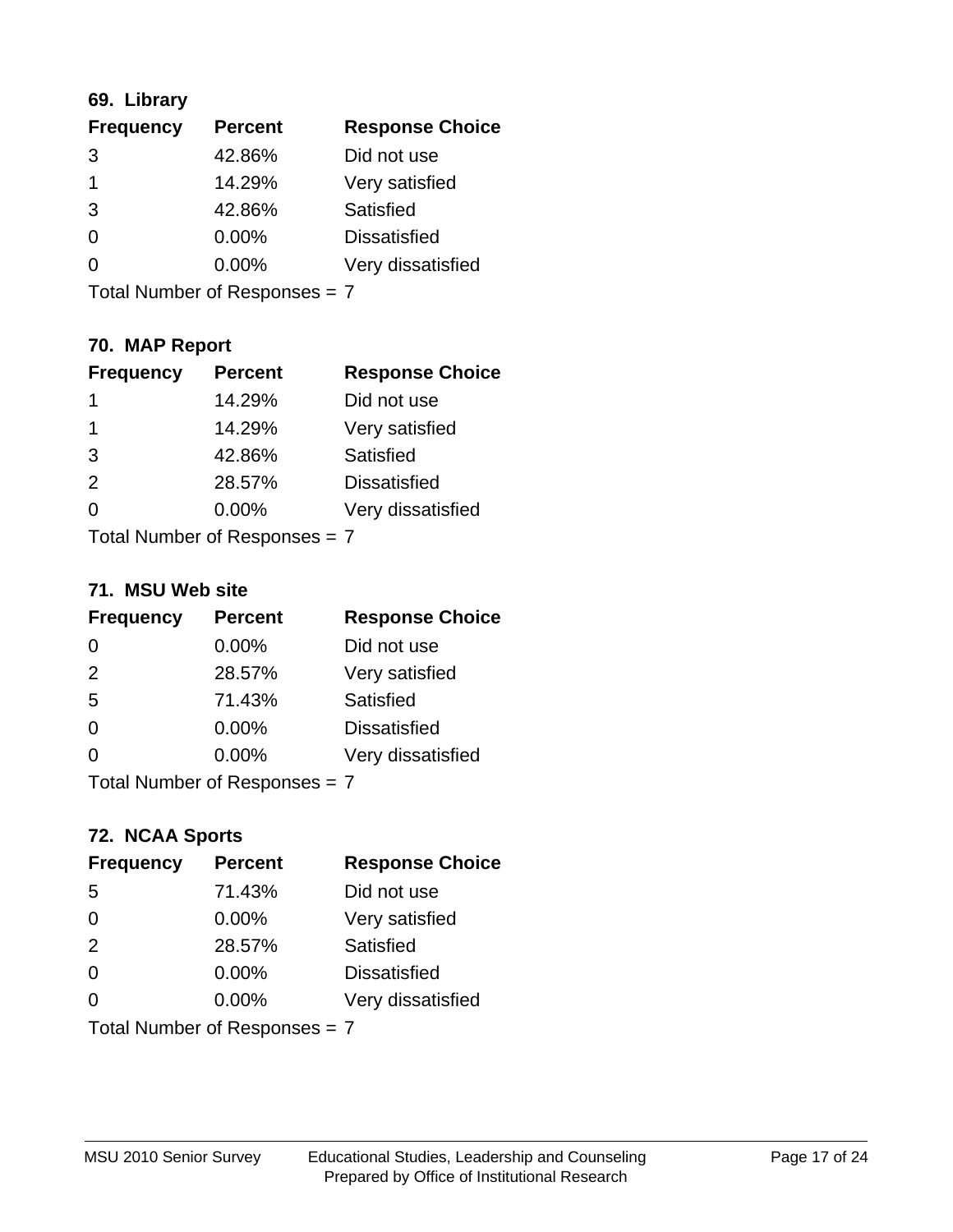### 69. Library

| Frequency | Percent | Response Choice |
| --- | --- | --- |
| 3 | 42.86% | Did not use |
| 1 | 14.29% | Very satisfied |
| 3 | 42.86% | Satisfied |
| 0 | 0.00% | Dissatisfied |
| 0 | 0.00% | Very dissatisfied |

Total Number of Responses = 7

### 70. MAP Report

| Frequency | Percent | Response Choice |
| --- | --- | --- |
| 1 | 14.29% | Did not use |
| 1 | 14.29% | Very satisfied |
| 3 | 42.86% | Satisfied |
| 2 | 28.57% | Dissatisfied |
| 0 | 0.00% | Very dissatisfied |

Total Number of Responses = 7

### 71. MSU Web site

| Frequency | Percent | Response Choice |
| --- | --- | --- |
| 0 | 0.00% | Did not use |
| 2 | 28.57% | Very satisfied |
| 5 | 71.43% | Satisfied |
| 0 | 0.00% | Dissatisfied |
| 0 | 0.00% | Very dissatisfied |

Total Number of Responses = 7

### 72. NCAA Sports

| Frequency | Percent | Response Choice |
| --- | --- | --- |
| 5 | 71.43% | Did not use |
| 0 | 0.00% | Very satisfied |
| 2 | 28.57% | Satisfied |
| 0 | 0.00% | Dissatisfied |
| 0 | 0.00% | Very dissatisfied |

Total Number of Responses = 7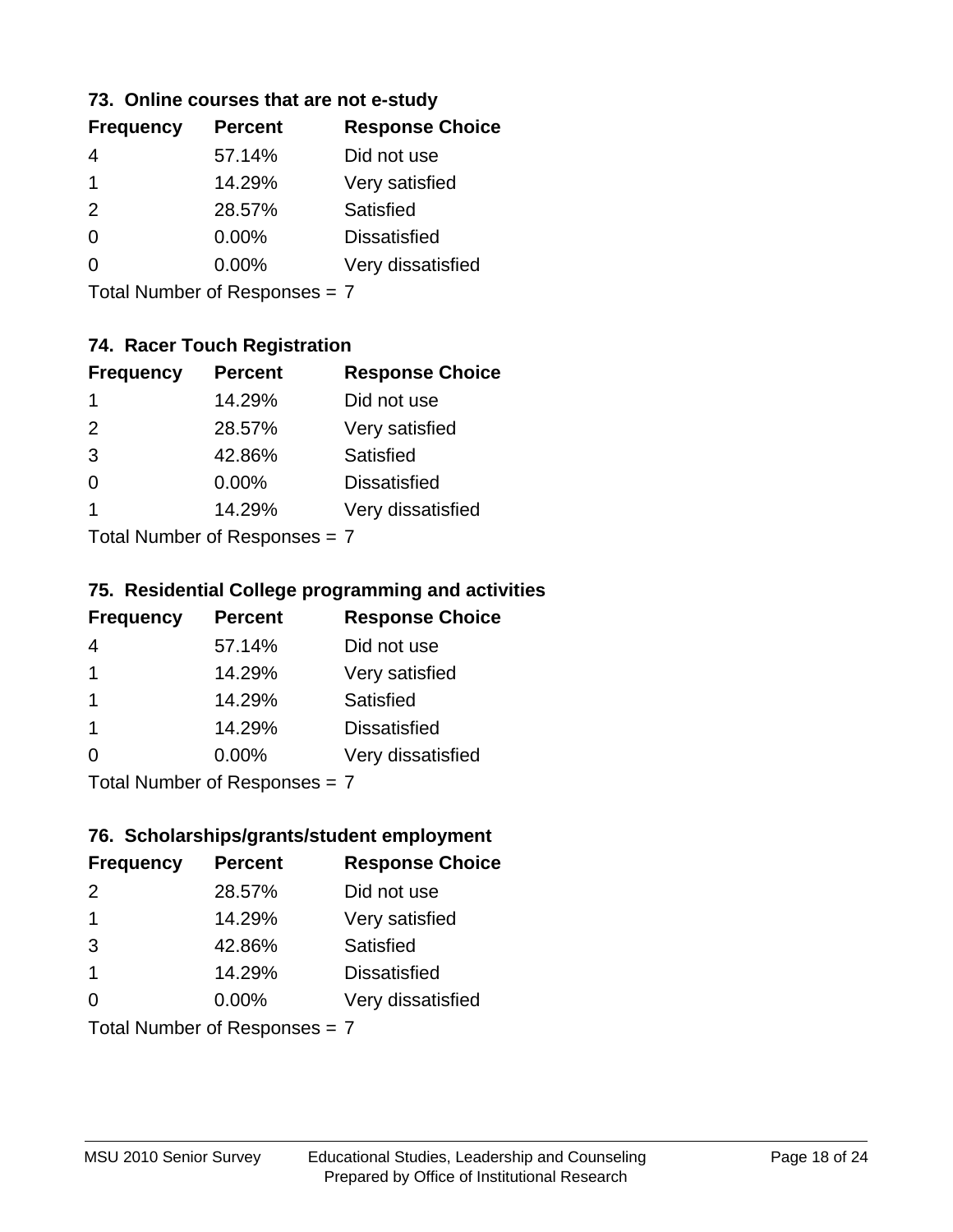### 73. Online courses that are not e-study

| Frequency | Percent | Response Choice |
|---|---|---|
| 4 | 57.14% | Did not use |
| 1 | 14.29% | Very satisfied |
| 2 | 28.57% | Satisfied |
| 0 | 0.00% | Dissatisfied |
| 0 | 0.00% | Very dissatisfied |

Total Number of Responses = 7

### 74. Racer Touch Registration

| Frequency | Percent | Response Choice |
|---|---|---|
| 1 | 14.29% | Did not use |
| 2 | 28.57% | Very satisfied |
| 3 | 42.86% | Satisfied |
| 0 | 0.00% | Dissatisfied |
| 1 | 14.29% | Very dissatisfied |

Total Number of Responses = 7

### 75. Residential College programming and activities

| Frequency | Percent | Response Choice |
|---|---|---|
| 4 | 57.14% | Did not use |
| 1 | 14.29% | Very satisfied |
| 1 | 14.29% | Satisfied |
| 1 | 14.29% | Dissatisfied |
| 0 | 0.00% | Very dissatisfied |

Total Number of Responses = 7

### 76. Scholarships/grants/student employment

| Frequency | Percent | Response Choice |
|---|---|---|
| 2 | 28.57% | Did not use |
| 1 | 14.29% | Very satisfied |
| 3 | 42.86% | Satisfied |
| 1 | 14.29% | Dissatisfied |
| 0 | 0.00% | Very dissatisfied |

Total Number of Responses = 7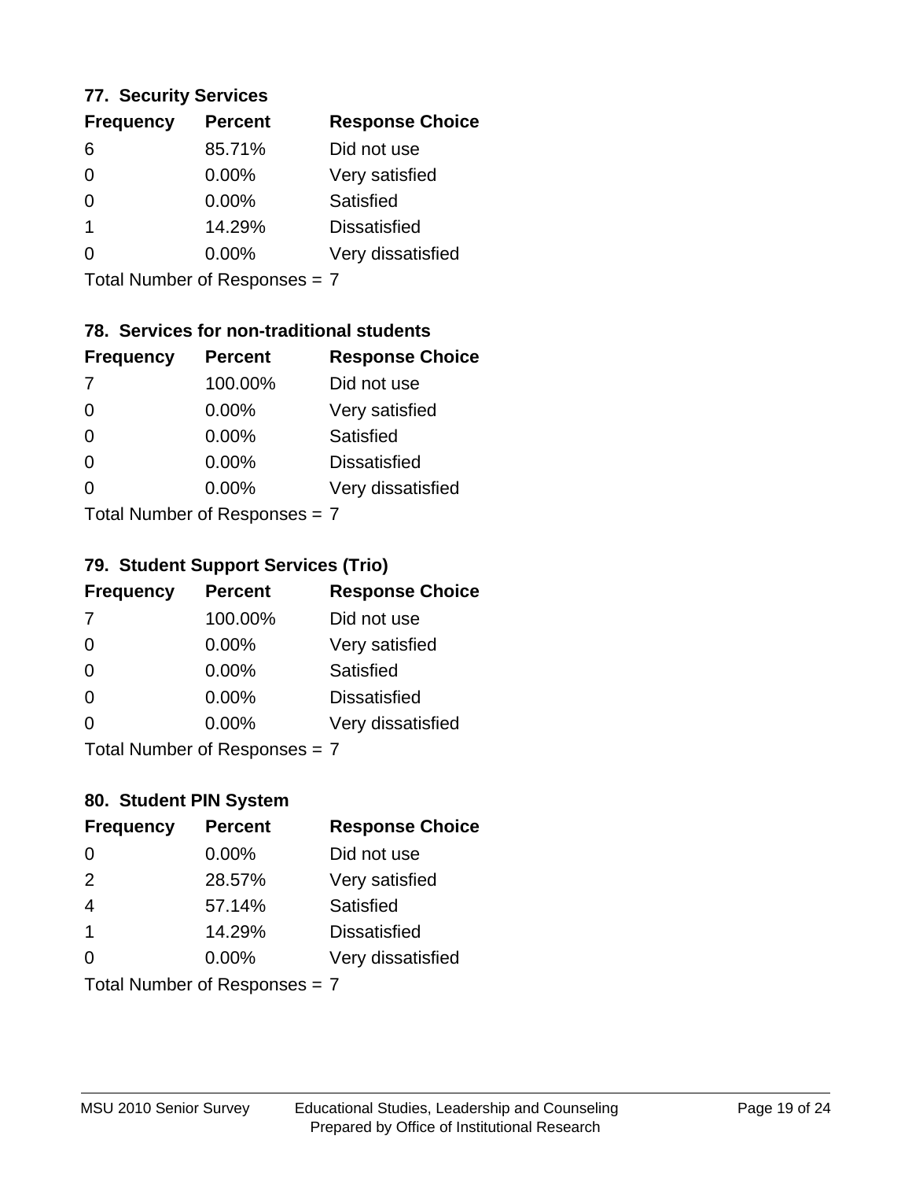### 77. Security Services

| Frequency | Percent | Response Choice |
|---|---|---|
| 6 | 85.71% | Did not use |
| 0 | 0.00% | Very satisfied |
| 0 | 0.00% | Satisfied |
| 1 | 14.29% | Dissatisfied |
| 0 | 0.00% | Very dissatisfied |

Total Number of Responses = 7

### 78. Services for non-traditional students

| Frequency | Percent | Response Choice |
|---|---|---|
| 7 | 100.00% | Did not use |
| 0 | 0.00% | Very satisfied |
| 0 | 0.00% | Satisfied |
| 0 | 0.00% | Dissatisfied |
| 0 | 0.00% | Very dissatisfied |

Total Number of Responses = 7

### 79. Student Support Services (Trio)

| Frequency | Percent | Response Choice |
|---|---|---|
| 7 | 100.00% | Did not use |
| 0 | 0.00% | Very satisfied |
| 0 | 0.00% | Satisfied |
| 0 | 0.00% | Dissatisfied |
| 0 | 0.00% | Very dissatisfied |

Total Number of Responses = 7

### 80. Student PIN System

| Frequency | Percent | Response Choice |
|---|---|---|
| 0 | 0.00% | Did not use |
| 2 | 28.57% | Very satisfied |
| 4 | 57.14% | Satisfied |
| 1 | 14.29% | Dissatisfied |
| 0 | 0.00% | Very dissatisfied |

Total Number of Responses = 7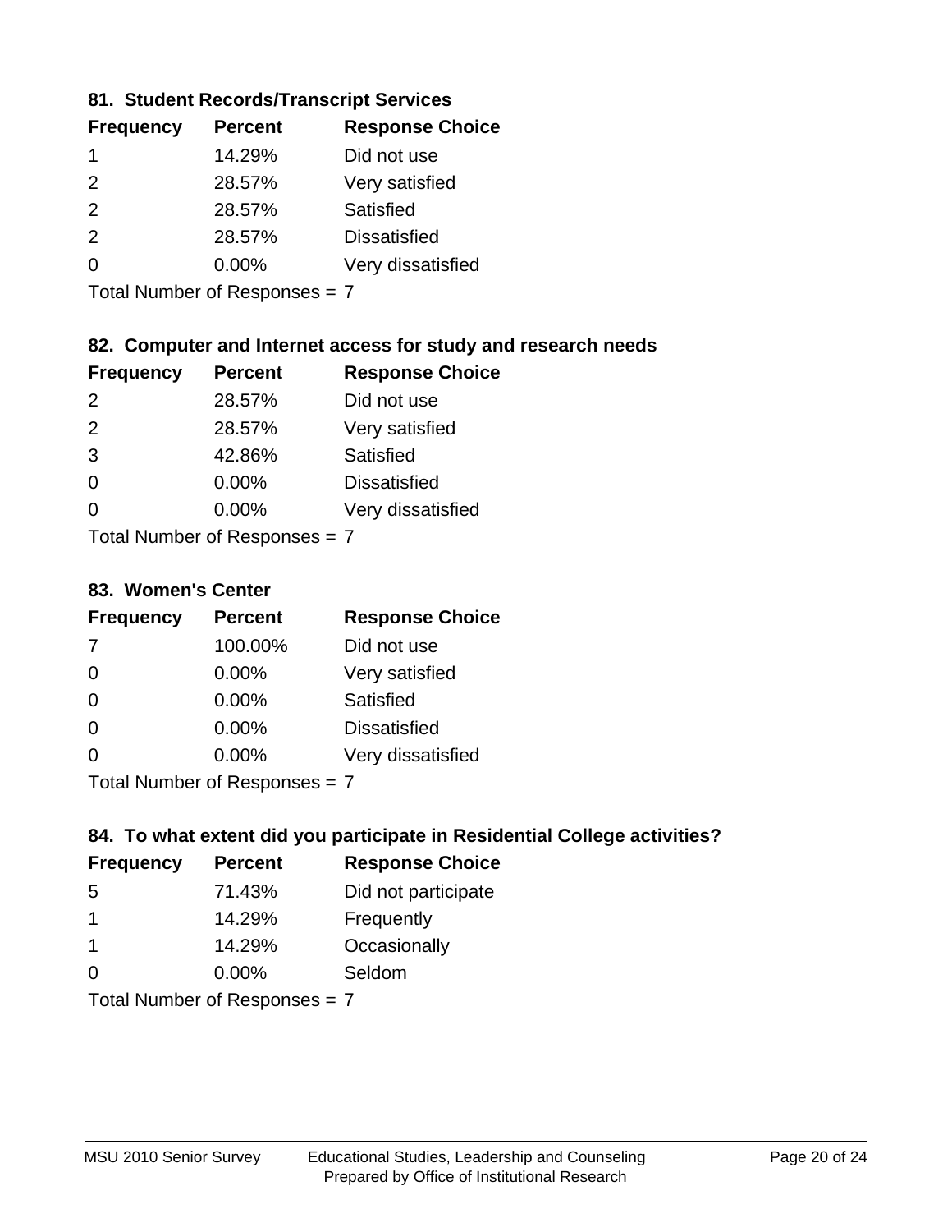### 81. Student Records/Transcript Services

| Frequency | Percent | Response Choice |
|---|---|---|
| 1 | 14.29% | Did not use |
| 2 | 28.57% | Very satisfied |
| 2 | 28.57% | Satisfied |
| 2 | 28.57% | Dissatisfied |
| 0 | 0.00% | Very dissatisfied |

Total Number of Responses = 7

### 82. Computer and Internet access for study and research needs

| Frequency | Percent | Response Choice |
|---|---|---|
| 2 | 28.57% | Did not use |
| 2 | 28.57% | Very satisfied |
| 3 | 42.86% | Satisfied |
| 0 | 0.00% | Dissatisfied |
| 0 | 0.00% | Very dissatisfied |

Total Number of Responses = 7

### 83. Women's Center

| Frequency | Percent | Response Choice |
|---|---|---|
| 7 | 100.00% | Did not use |
| 0 | 0.00% | Very satisfied |
| 0 | 0.00% | Satisfied |
| 0 | 0.00% | Dissatisfied |
| 0 | 0.00% | Very dissatisfied |

Total Number of Responses = 7

### 84. To what extent did you participate in Residential College activities?

| Frequency | Percent | Response Choice |
|---|---|---|
| 5 | 71.43% | Did not participate |
| 1 | 14.29% | Frequently |
| 1 | 14.29% | Occasionally |
| 0 | 0.00% | Seldom |

Total Number of Responses = 7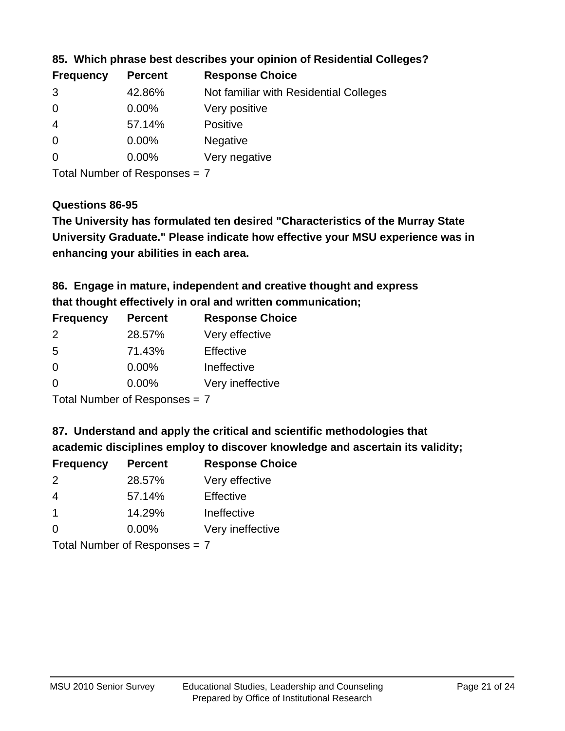**85. Which phrase best describes your opinion of Residential Colleges?**

| Frequency | Percent | Response Choice |
|---|---|---|
| 3 | 42.86% | Not familiar with Residential Colleges |
| 0 | 0.00% | Very positive |
| 4 | 57.14% | Positive |
| 0 | 0.00% | Negative |
| 0 | 0.00% | Very negative |

Total Number of Responses = 7

**Questions 86-95**

**The University has formulated ten desired "Characteristics of the Murray State University Graduate." Please indicate how effective your MSU experience was in enhancing your abilities in each area.**

**86. Engage in mature, independent and creative thought and express that thought effectively in oral and written communication;**

| Frequency | Percent | Response Choice |
|---|---|---|
| 2 | 28.57% | Very effective |
| 5 | 71.43% | Effective |
| 0 | 0.00% | Ineffective |
| 0 | 0.00% | Very ineffective |

Total Number of Responses = 7

**87. Understand and apply the critical and scientific methodologies that academic disciplines employ to discover knowledge and ascertain its validity;**

| Frequency | Percent | Response Choice |
|---|---|---|
| 2 | 28.57% | Very effective |
| 4 | 57.14% | Effective |
| 1 | 14.29% | Ineffective |
| 0 | 0.00% | Very ineffective |

Total Number of Responses = 7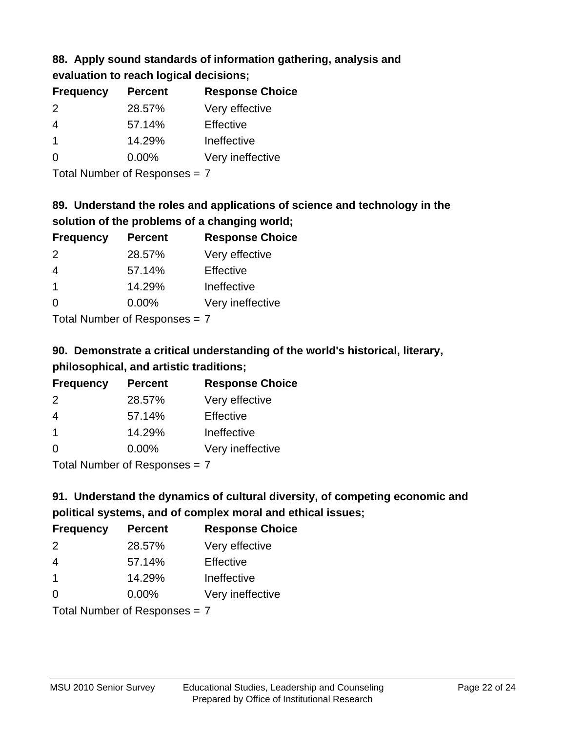### 88. Apply sound standards of information gathering, analysis and evaluation to reach logical decisions;

| Frequency | Percent | Response Choice |
|---|---|---|
| 2 | 28.57% | Very effective |
| 4 | 57.14% | Effective |
| 1 | 14.29% | Ineffective |
| 0 | 0.00% | Very ineffective |

Total Number of Responses = 7

### 89. Understand the roles and applications of science and technology in the solution of the problems of a changing world;

| Frequency | Percent | Response Choice |
|---|---|---|
| 2 | 28.57% | Very effective |
| 4 | 57.14% | Effective |
| 1 | 14.29% | Ineffective |
| 0 | 0.00% | Very ineffective |

Total Number of Responses = 7

### 90. Demonstrate a critical understanding of the world's historical, literary, philosophical, and artistic traditions;

| Frequency | Percent | Response Choice |
|---|---|---|
| 2 | 28.57% | Very effective |
| 4 | 57.14% | Effective |
| 1 | 14.29% | Ineffective |
| 0 | 0.00% | Very ineffective |

Total Number of Responses = 7

### 91. Understand the dynamics of cultural diversity, of competing economic and political systems, and of complex moral and ethical issues;

| Frequency | Percent | Response Choice |
|---|---|---|
| 2 | 28.57% | Very effective |
| 4 | 57.14% | Effective |
| 1 | 14.29% | Ineffective |
| 0 | 0.00% | Very ineffective |

Total Number of Responses = 7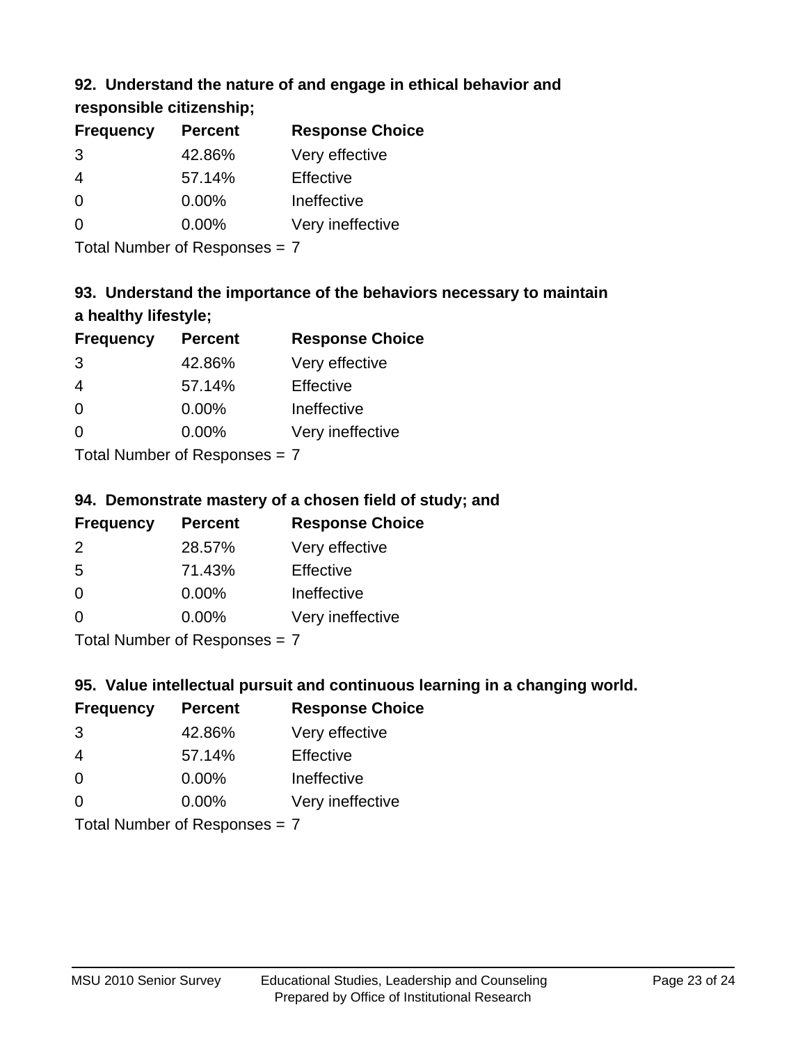### 92. Understand the nature of and engage in ethical behavior and responsible citizenship;

| Frequency | Percent | Response Choice |
|---|---|---|
| 3 | 42.86% | Very effective |
| 4 | 57.14% | Effective |
| 0 | 0.00% | Ineffective |
| 0 | 0.00% | Very ineffective |

Total Number of Responses = 7

### 93. Understand the importance of the behaviors necessary to maintain a healthy lifestyle;

| Frequency | Percent | Response Choice |
|---|---|---|
| 3 | 42.86% | Very effective |
| 4 | 57.14% | Effective |
| 0 | 0.00% | Ineffective |
| 0 | 0.00% | Very ineffective |

Total Number of Responses = 7

### 94. Demonstrate mastery of a chosen field of study; and

| Frequency | Percent | Response Choice |
|---|---|---|
| 2 | 28.57% | Very effective |
| 5 | 71.43% | Effective |
| 0 | 0.00% | Ineffective |
| 0 | 0.00% | Very ineffective |

Total Number of Responses = 7

### 95. Value intellectual pursuit and continuous learning in a changing world.

| Frequency | Percent | Response Choice |
|---|---|---|
| 3 | 42.86% | Very effective |
| 4 | 57.14% | Effective |
| 0 | 0.00% | Ineffective |
| 0 | 0.00% | Very ineffective |

Total Number of Responses = 7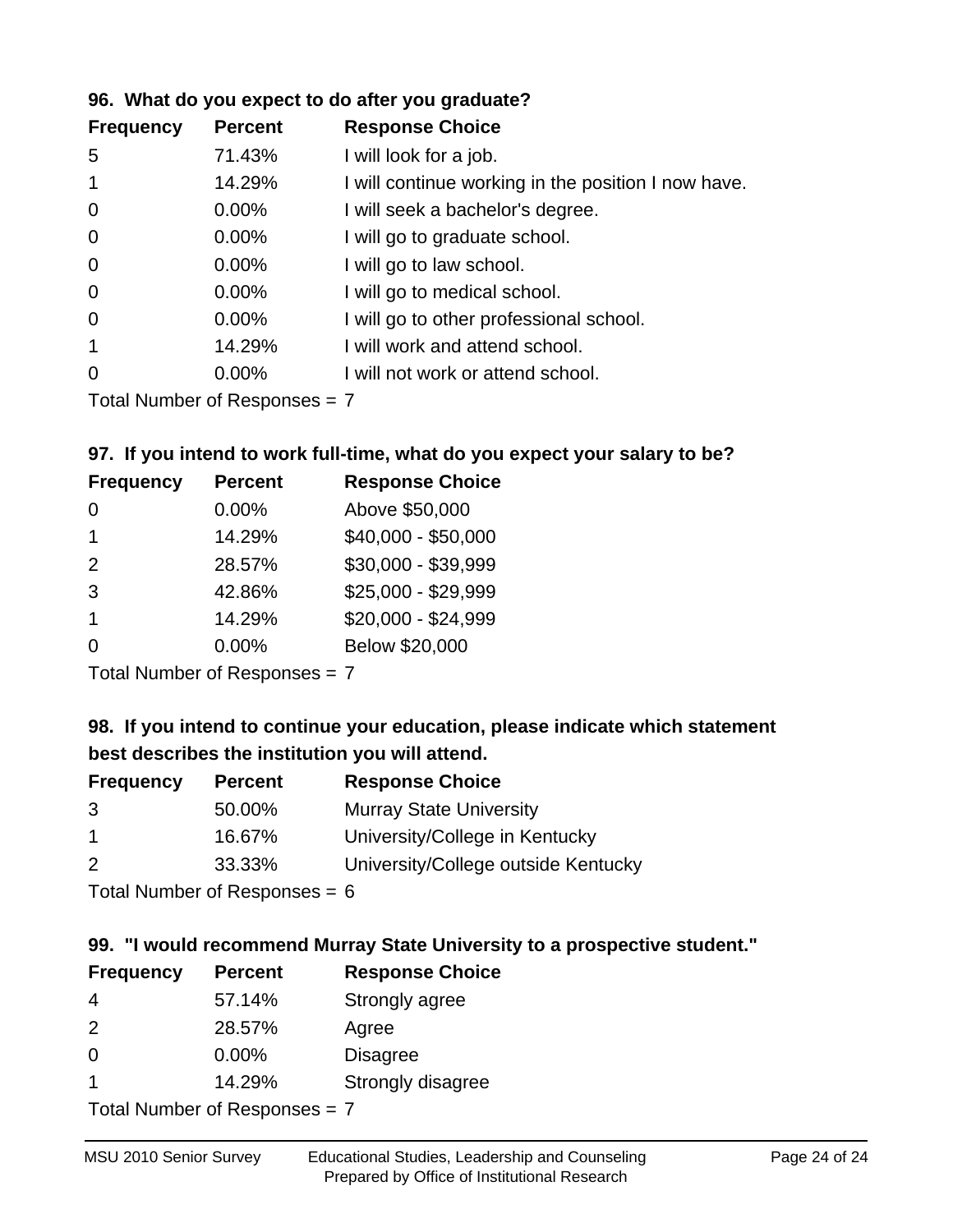### 96. What do you expect to do after you graduate?

| Frequency | Percent | Response Choice |
|---|---|---|
| 5 | 71.43% | I will look for a job. |
| 1 | 14.29% | I will continue working in the position I now have. |
| 0 | 0.00% | I will seek a bachelor's degree. |
| 0 | 0.00% | I will go to graduate school. |
| 0 | 0.00% | I will go to law school. |
| 0 | 0.00% | I will go to medical school. |
| 0 | 0.00% | I will go to other professional school. |
| 1 | 14.29% | I will work and attend school. |
| 0 | 0.00% | I will not work or attend school. |

Total Number of Responses = 7

### 97. If you intend to work full-time, what do you expect your salary to be?

| Frequency | Percent | Response Choice |
|---|---|---|
| 0 | 0.00% | Above $50,000 |
| 1 | 14.29% | $40,000 - $50,000 |
| 2 | 28.57% | $30,000 - $39,999 |
| 3 | 42.86% | $25,000 - $29,999 |
| 1 | 14.29% | $20,000 - $24,999 |
| 0 | 0.00% | Below $20,000 |

Total Number of Responses = 7

### 98. If you intend to continue your education, please indicate which statement best describes the institution you will attend.

| Frequency | Percent | Response Choice |
|---|---|---|
| 3 | 50.00% | Murray State University |
| 1 | 16.67% | University/College in Kentucky |
| 2 | 33.33% | University/College outside Kentucky |

Total Number of Responses = 6

### 99. "I would recommend Murray State University to a prospective student."

| Frequency | Percent | Response Choice |
|---|---|---|
| 4 | 57.14% | Strongly agree |
| 2 | 28.57% | Agree |
| 0 | 0.00% | Disagree |
| 1 | 14.29% | Strongly disagree |

Total Number of Responses = 7